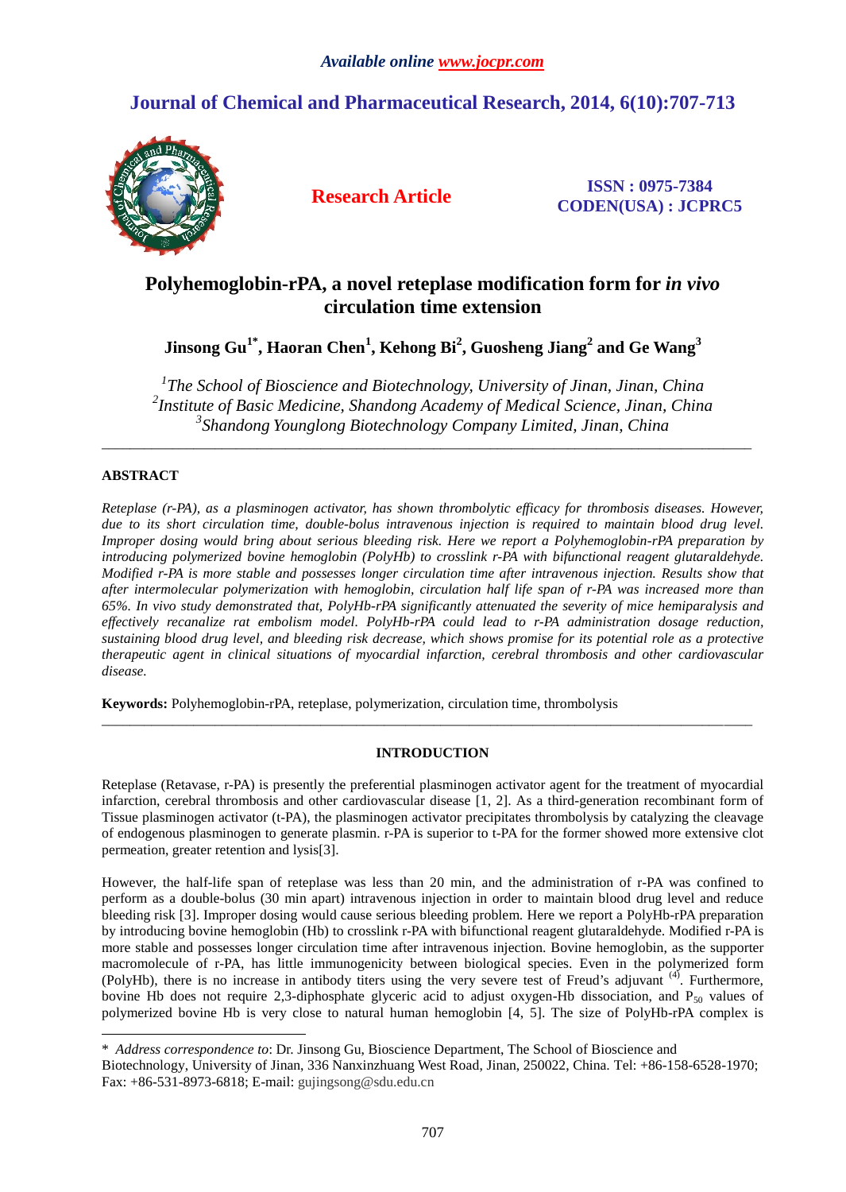# Polyhemoglobin-rPA, a novel reteplase modification form for *in vivo* circulation time extension

**Jinsong Gu[1*], Haoran Chen[1], Kehong Bi[2], Guosheng Jiang[2] and Ge Wang[3]**

*[1]The School of Bioscience and Biotechnology, University of Jinan, Jinan, China*
*[2]Institute of Basic Medicine, Shandong Academy of Medical Science, Jinan, China*
*[3]Shandong Younglong Biotechnology Company Limited, Jinan, China*

---

## ABSTRACT

*Reteplase (r-PA), as a plasminogen activator, has shown thrombolytic efficacy for thrombosis diseases. However, due to its short circulation time, double-bolus intravenous injection is required to maintain blood drug level. Improper dosing would bring about serious bleeding risk. Here we report a Polyhemoglobin-rPA preparation by introducing polymerized bovine hemoglobin (PolyHb) to crosslink r-PA with bifunctional reagent glutaraldehyde. Modified r-PA is more stable and possesses longer circulation time after intravenous injection. Results show that after intermolecular polymerization with hemoglobin, circulation half life span of r-PA was increased more than 65%. In vivo study demonstrated that, PolyHb-rPA significantly attenuated the severity of mice hemiparalysis and effectively recanalize rat embolism model. PolyHb-rPA could lead to r-PA administration dosage reduction, sustaining blood drug level, and bleeding risk decrease, which shows promise for its potential role as a protective therapeutic agent in clinical situations of myocardial infarction, cerebral thrombosis and other cardiovascular disease.*

**Keywords:** Polyhemoglobin-rPA, reteplase, polymerization, circulation time, thrombolysis

---

## INTRODUCTION

Reteplase (Retavase, r-PA) is presently the preferential plasminogen activator agent for the treatment of myocardial infarction, cerebral thrombosis and other cardiovascular disease [1, 2]. As a third-generation recombinant form of Tissue plasminogen activator (t-PA), the plasminogen activator precipitates thrombolysis by catalyzing the cleavage of endogenous plasminogen to generate plasmin. r-PA is superior to t-PA for the former showed more extensive clot permeation, greater retention and lysis[3].

However, the half-life span of reteplase was less than 20 min, and the administration of r-PA was confined to perform as a double-bolus (30 min apart) intravenous injection in order to maintain blood drug level and reduce bleeding risk [3]. Improper dosing would cause serious bleeding problem. Here we report a PolyHb-rPA preparation by introducing bovine hemoglobin (Hb) to crosslink r-PA with bifunctional reagent glutaraldehyde. Modified r-PA is more stable and possesses longer circulation time after intravenous injection. Bovine hemoglobin, as the supporter macromolecule of r-PA, has little immunogenicity between biological species. Even in the polymerized form (PolyHb), there is no increase in antibody titers using the very severe test of Freud's adjuvant (4). Furthermore, bovine Hb does not require 2,3-diphosphate glyceric acid to adjust oxygen-Hb dissociation, and $P_{50}$ values of polymerized bovine Hb is very close to natural human hemoglobin [4, 5]. The size of PolyHb-rPA complex is

---

\* *Address correspondence to*: Dr. Jinsong Gu, Bioscience Department, The School of Bioscience and Biotechnology, University of Jinan, 336 Nanxinzhuang West Road, Jinan, 250022, China. Tel: +86-158-6528-1970; Fax: +86-531-8973-6818; E-mail: gujingsong@sdu.edu.cn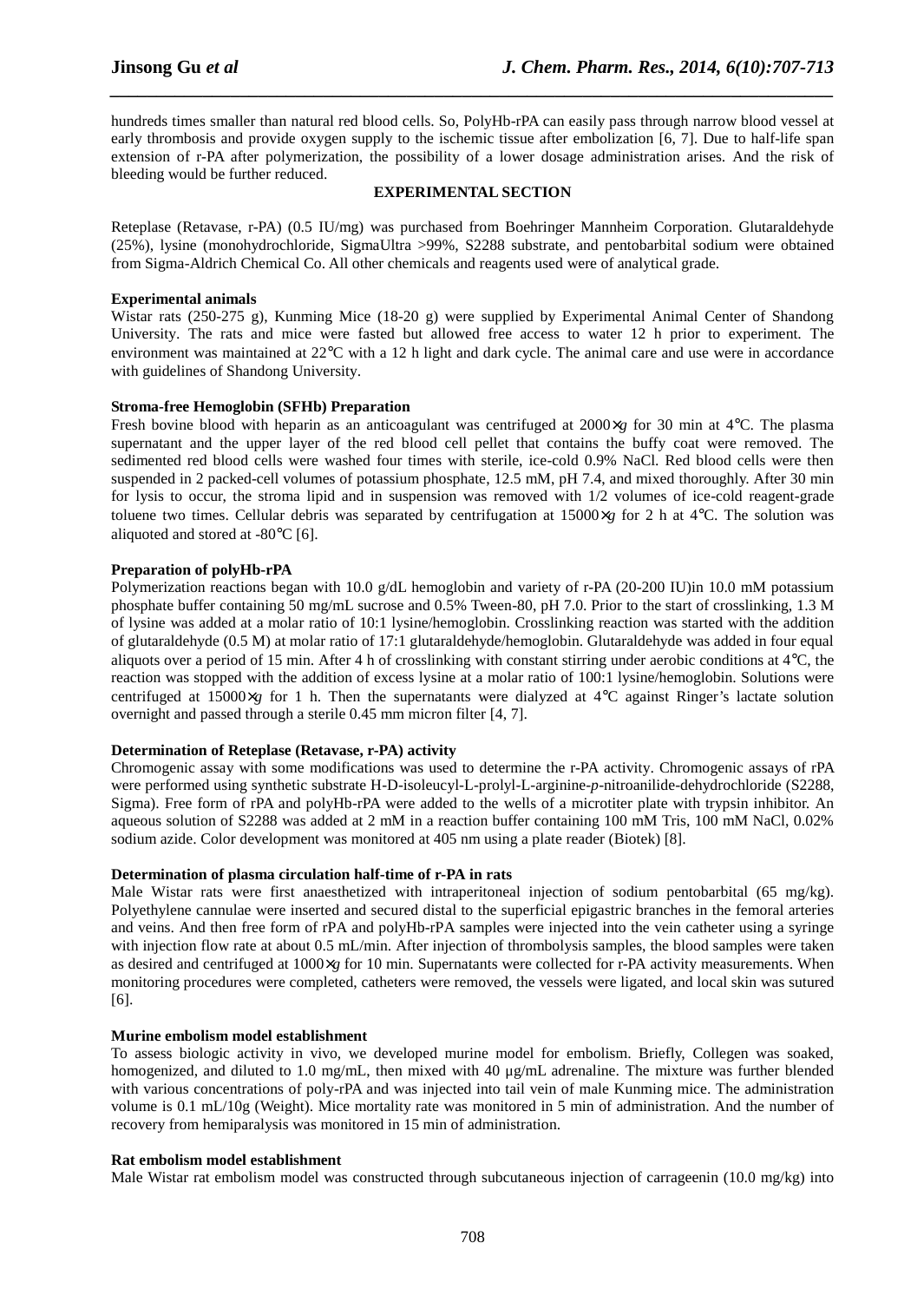hundreds times smaller than natural red blood cells. So, PolyHb-rPA can easily pass through narrow blood vessel at early thrombosis and provide oxygen supply to the ischemic tissue after embolization [6, 7]. Due to half-life span extension of r-PA after polymerization, the possibility of a lower dosage administration arises. And the risk of bleeding would be further reduced.

## EXPERIMENTAL SECTION

Reteplase (Retavase, r-PA) (0.5 IU/mg) was purchased from Boehringer Mannheim Corporation. Glutaraldehyde (25%), lysine (monohydrochloride, SigmaUltra >99%, S2288 substrate, and pentobarbital sodium were obtained from Sigma-Aldrich Chemical Co. All other chemicals and reagents used were of analytical grade.

### Experimental animals

Wistar rats (250-275 g), Kunming Mice (18-20 g) were supplied by Experimental Animal Center of Shandong University. The rats and mice were fasted but allowed free access to water 12 h prior to experiment. The environment was maintained at 22°C with a 12 h light and dark cycle. The animal care and use were in accordance with guidelines of Shandong University.

### Stroma-free Hemoglobin (SFHb) Preparation

Fresh bovine blood with heparin as an anticoagulant was centrifuged at 2000×*g* for 30 min at 4°C. The plasma supernatant and the upper layer of the red blood cell pellet that contains the buffy coat were removed. The sedimented red blood cells were washed four times with sterile, ice-cold 0.9% NaCl. Red blood cells were then suspended in 2 packed-cell volumes of potassium phosphate, 12.5 mM, pH 7.4, and mixed thoroughly. After 30 min for lysis to occur, the stroma lipid and in suspension was removed with 1/2 volumes of ice-cold reagent-grade toluene two times. Cellular debris was separated by centrifugation at 15000×*g* for 2 h at 4°C. The solution was aliquoted and stored at -80°C [6].

### Preparation of polyHb-rPA

Polymerization reactions began with 10.0 g/dL hemoglobin and variety of r-PA (20-200 IU)in 10.0 mM potassium phosphate buffer containing 50 mg/mL sucrose and 0.5% Tween-80, pH 7.0. Prior to the start of crosslinking, 1.3 M of lysine was added at a molar ratio of 10:1 lysine/hemoglobin. Crosslinking reaction was started with the addition of glutaraldehyde (0.5 M) at molar ratio of 17:1 glutaraldehyde/hemoglobin. Glutaraldehyde was added in four equal aliquots over a period of 15 min. After 4 h of crosslinking with constant stirring under aerobic conditions at 4°C, the reaction was stopped with the addition of excess lysine at a molar ratio of 100:1 lysine/hemoglobin. Solutions were centrifuged at 15000×*g* for 1 h. Then the supernatants were dialyzed at 4°C against Ringer's lactate solution overnight and passed through a sterile 0.45 mm micron filter [4, 7].

### Determination of Reteplase (Retavase, r-PA) activity

Chromogenic assay with some modifications was used to determine the r-PA activity. Chromogenic assays of rPA were performed using synthetic substrate H-D-isoleucyl-L-prolyl-L-arginine-*p*-nitroanilide-dehydrochloride (S2288, Sigma). Free form of rPA and polyHb-rPA were added to the wells of a microtiter plate with trypsin inhibitor. An aqueous solution of S2288 was added at 2 mM in a reaction buffer containing 100 mM Tris, 100 mM NaCl, 0.02% sodium azide. Color development was monitored at 405 nm using a plate reader (Biotek) [8].

### Determination of plasma circulation half-time of r-PA in rats

Male Wistar rats were first anaesthetized with intraperitoneal injection of sodium pentobarbital (65 mg/kg). Polyethylene cannulae were inserted and secured distal to the superficial epigastric branches in the femoral arteries and veins. And then free form of rPA and polyHb-rPA samples were injected into the vein catheter using a syringe with injection flow rate at about 0.5 mL/min. After injection of thrombolysis samples, the blood samples were taken as desired and centrifuged at 1000×*g* for 10 min. Supernatants were collected for r-PA activity measurements. When monitoring procedures were completed, catheters were removed, the vessels were ligated, and local skin was sutured [6].

### Murine embolism model establishment

To assess biologic activity in vivo, we developed murine model for embolism. Briefly, Collegen was soaked, homogenized, and diluted to 1.0 mg/mL, then mixed with 40 μg/mL adrenaline. The mixture was further blended with various concentrations of poly-rPA and was injected into tail vein of male Kunming mice. The administration volume is 0.1 mL/10g (Weight). Mice mortality rate was monitored in 5 min of administration. And the number of recovery from hemiparalysis was monitored in 15 min of administration.

### Rat embolism model establishment

Male Wistar rat embolism model was constructed through subcutaneous injection of carrageenin (10.0 mg/kg) into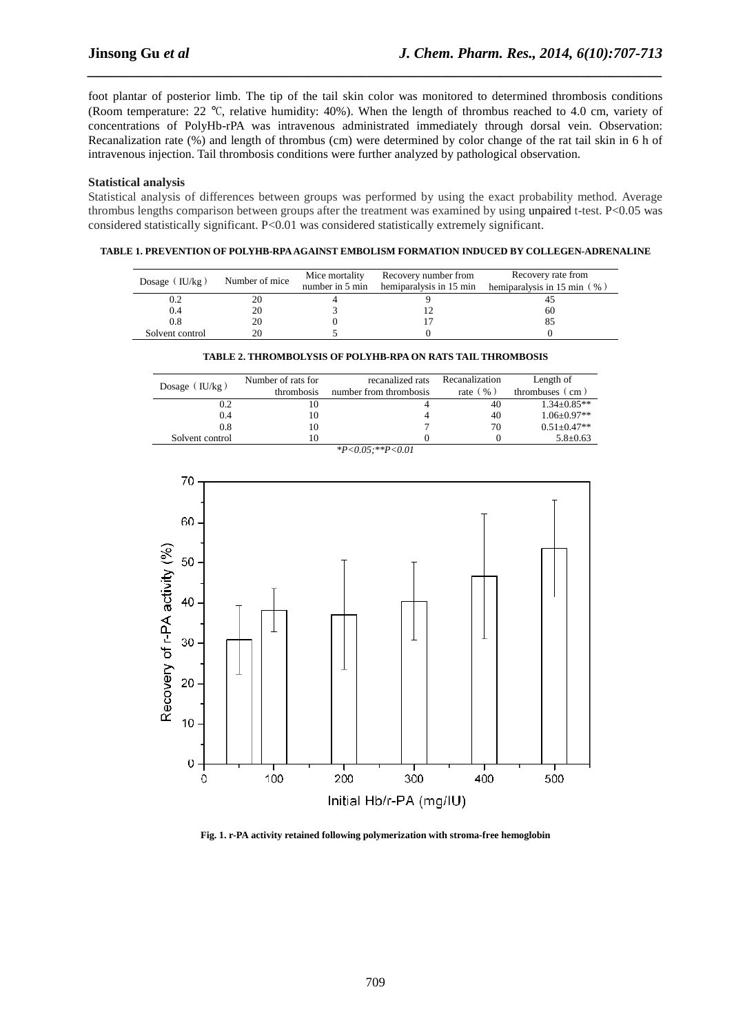foot plantar of posterior limb. The tip of the tail skin color was monitored to determined thrombosis conditions (Room temperature: 22 ℃, relative humidity: 40%). When the length of thrombus reached to 4.0 cm, variety of concentrations of PolyHb-rPA was intravenous administrated immediately through dorsal vein. Observation: Recanalization rate (%) and length of thrombus (cm) were determined by color change of the rat tail skin in 6 h of intravenous injection. Tail thrombosis conditions were further analyzed by pathological observation.

**Statistical analysis**

Statistical analysis of differences between groups was performed by using the exact probability method. Average thrombus lengths comparison between groups after the treatment was examined by using unpaired t-test. $P<0.05$ was considered statistically significant. $P<0.01$ was considered statistically extremely significant.

**TABLE 1. PREVENTION OF POLYHB-RPA AGAINST EMBOLISM FORMATION INDUCED BY COLLEGEN-ADRENALINE**

| Dosage（IU/kg） | Number of mice | Mice mortality number in 5 min | Recovery number from hemiparalysis in 15 min | Recovery rate from hemiparalysis in 15 min（%） |
|---|---|---|---|---|
| 0.2 | 20 | 4 | 9 | 45 |
| 0.4 | 20 | 3 | 12 | 60 |
| 0.8 | 20 | 0 | 17 | 85 |
| Solvent control | 20 | 5 | 0 | 0 |

**TABLE 2. THROMBOLYSIS OF POLYHB-RPA ON RATS TAIL THROMBOSIS**

| Dosage（IU/kg） | Number of rats for thrombosis | recanalized rats number from thrombosis | Recanalization rate（%） | Length of thrombuses（cm） |
|---|---|---|---|---|
| 0.2 | 10 | 4 | 40 | 1.34±0.85** |
| 0.4 | 10 | 4 | 40 | 1.06±0.97** |
| 0.8 | 10 | 7 | 70 | 0.51±0.47** |
| Solvent control | 10 | 0 | 0 | 5.8±0.63 |

*$P<0.05$; **$P<0.01$

**Fig. 1. r-PA activity retained following polymerization with stroma-free hemoglobin**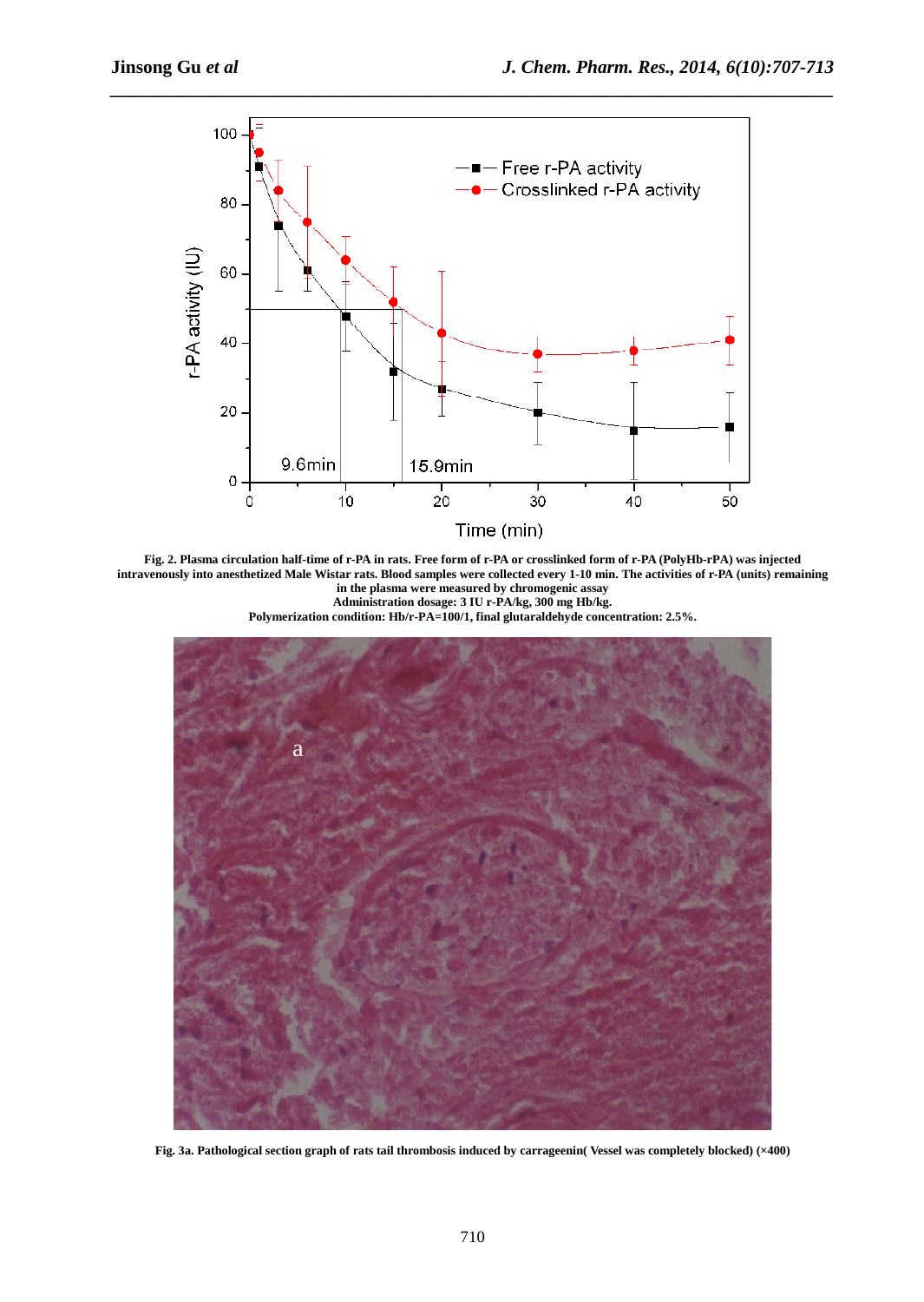**Fig. 2. Plasma circulation half-time of r-PA in rats. Free form of r-PA or crosslinked form of r-PA (PolyHb-rPA) was injected intravenously into anesthetized Male Wistar rats. Blood samples were collected every 1-10 min. The activities of r-PA (units) remaining in the plasma were measured by chromogenic assay**

**Administration dosage: 3 IU r-PA/kg, 300 mg Hb/kg.**

**Polymerization condition: Hb/r-PA=100/1, final glutaraldehyde concentration: 2.5%.**

**Fig. 3a. Pathological section graph of rats tail thrombosis induced by carrageenin( Vessel was completely blocked) (×400)**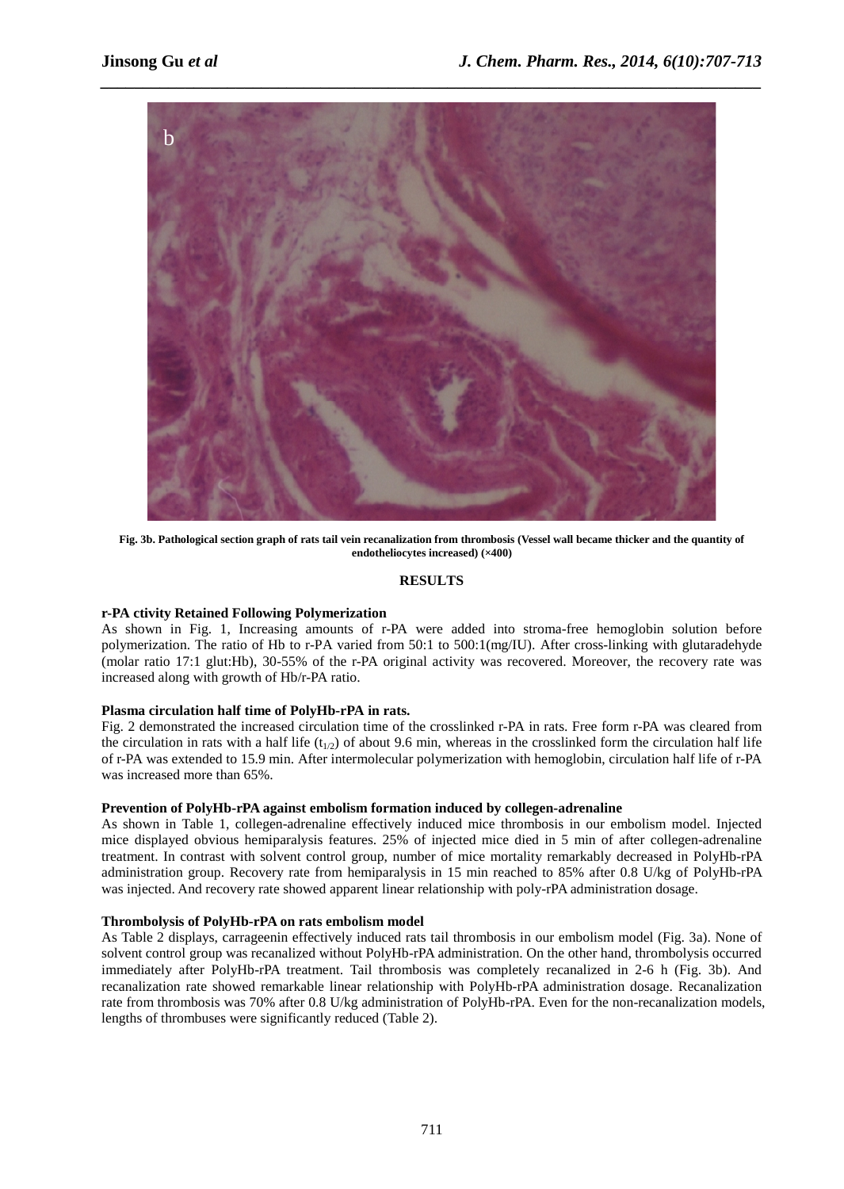Fig. 3b. Pathological section graph of rats tail vein recanalization from thrombosis (Vessel wall became thicker and the quantity of endotheliocytes increased) (×400)

## RESULTS

### r-PA ctivity Retained Following Polymerization

As shown in Fig. 1, Increasing amounts of r-PA were added into stroma-free hemoglobin solution before polymerization. The ratio of Hb to r-PA varied from 50:1 to 500:1(mg/IU). After cross-linking with glutaradehyde (molar ratio 17:1 glut:Hb), 30-55% of the r-PA original activity was recovered. Moreover, the recovery rate was increased along with growth of Hb/r-PA ratio.

### Plasma circulation half time of PolyHb-rPA in rats.

Fig. 2 demonstrated the increased circulation time of the crosslinked r-PA in rats. Free form r-PA was cleared from the circulation in rats with a half life ($t_{1/2}$) of about 9.6 min, whereas in the crosslinked form the circulation half life of r-PA was extended to 15.9 min. After intermolecular polymerization with hemoglobin, circulation half life of r-PA was increased more than 65%.

### Prevention of PolyHb-rPA against embolism formation induced by collegen-adrenaline

As shown in Table 1, collegen-adrenaline effectively induced mice thrombosis in our embolism model. Injected mice displayed obvious hemiparalysis features. 25% of injected mice died in 5 min of after collegen-adrenaline treatment. In contrast with solvent control group, number of mice mortality remarkably decreased in PolyHb-rPA administration group. Recovery rate from hemiparalysis in 15 min reached to 85% after 0.8 U/kg of PolyHb-rPA was injected. And recovery rate showed apparent linear relationship with poly-rPA administration dosage.

### Thrombolysis of PolyHb-rPA on rats embolism model

As Table 2 displays, carrageenin effectively induced rats tail thrombosis in our embolism model (Fig. 3a). None of solvent control group was recanalized without PolyHb-rPA administration. On the other hand, thrombolysis occurred immediately after PolyHb-rPA treatment. Tail thrombosis was completely recanalized in 2-6 h (Fig. 3b). And recanalization rate showed remarkable linear relationship with PolyHb-rPA administration dosage. Recanalization rate from thrombosis was 70% after 0.8 U/kg administration of PolyHb-rPA. Even for the non-recanalization models, lengths of thrombuses were significantly reduced (Table 2).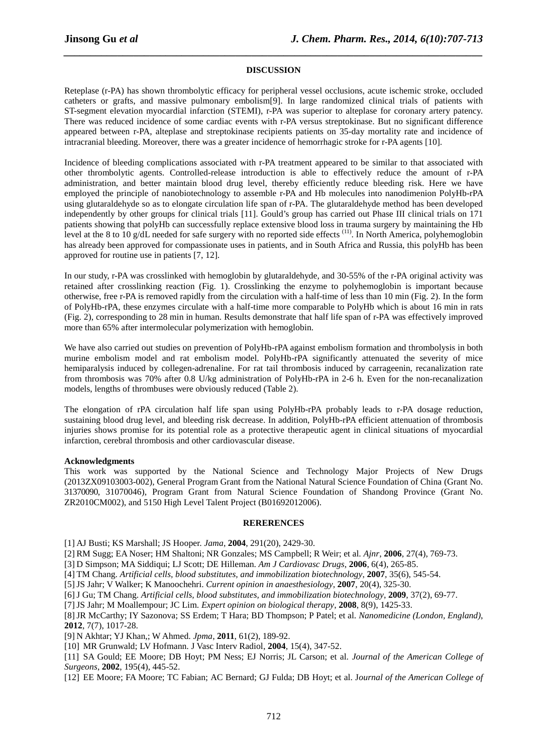## DISCUSSION

Reteplase (r-PA) has shown thrombolytic efficacy for peripheral vessel occlusions, acute ischemic stroke, occluded catheters or grafts, and massive pulmonary embolism[9]. In large randomized clinical trials of patients with ST-segment elevation myocardial infarction (STEMI), r-PA was superior to alteplase for coronary artery patency. There was reduced incidence of some cardiac events with r-PA versus streptokinase. But no significant difference appeared between r-PA, alteplase and streptokinase recipients patients on 35-day mortality rate and incidence of intracranial bleeding. Moreover, there was a greater incidence of hemorrhagic stroke for r-PA agents [10].

Incidence of bleeding complications associated with r-PA treatment appeared to be similar to that associated with other thrombolytic agents. Controlled-release introduction is able to effectively reduce the amount of r-PA administration, and better maintain blood drug level, thereby efficiently reduce bleeding risk. Here we have employed the principle of nanobiotechnology to assemble r-PA and Hb molecules into nanodimenion PolyHb-rPA using glutaraldehyde so as to elongate circulation life span of r-PA. The glutaraldehyde method has been developed independently by other groups for clinical trials [11]. Gould's group has carried out Phase III clinical trials on 171 patients showing that polyHb can successfully replace extensive blood loss in trauma surgery by maintaining the Hb level at the 8 to 10 g/dL needed for safe surgery with no reported side effects (11). In North America, polyhemoglobin has already been approved for compassionate uses in patients, and in South Africa and Russia, this polyHb has been approved for routine use in patients [7, 12].

In our study, r-PA was crosslinked with hemoglobin by glutaraldehyde, and 30-55% of the r-PA original activity was retained after crosslinking reaction (Fig. 1). Crosslinking the enzyme to polyhemoglobin is important because otherwise, free r-PA is removed rapidly from the circulation with a half-time of less than 10 min (Fig. 2). In the form of PolyHb-rPA, these enzymes circulate with a half-time more comparable to PolyHb which is about 16 min in rats (Fig. 2), corresponding to 28 min in human. Results demonstrate that half life span of r-PA was effectively improved more than 65% after intermolecular polymerization with hemoglobin.

We have also carried out studies on prevention of PolyHb-rPA against embolism formation and thrombolysis in both murine embolism model and rat embolism model. PolyHb-rPA significantly attenuated the severity of mice hemiparalysis induced by collegen-adrenaline. For rat tail thrombosis induced by carrageenin, recanalization rate from thrombosis was 70% after 0.8 U/kg administration of PolyHb-rPA in 2-6 h. Even for the non-recanalization models, lengths of thrombuses were obviously reduced (Table 2).

The elongation of rPA circulation half life span using PolyHb-rPA probably leads to r-PA dosage reduction, sustaining blood drug level, and bleeding risk decrease. In addition, PolyHb-rPA efficient attenuation of thrombosis injuries shows promise for its potential role as a protective therapeutic agent in clinical situations of myocardial infarction, cerebral thrombosis and other cardiovascular disease.

**Acknowledgments**

This work was supported by the National Science and Technology Major Projects of New Drugs (2013ZX09103003-002), General Program Grant from the National Natural Science Foundation of China (Grant No. 31370090, 31070046), Program Grant from Natural Science Foundation of Shandong Province (Grant No. ZR2010CM002), and 5150 High Level Talent Project (B01692012006).

## RERERENCES

[1] AJ Busti; KS Marshall; JS Hooper. *Jama*, **2004**, 291(20), 2429-30.

[2] RM Sugg; EA Noser; HM Shaltoni; NR Gonzales; MS Campbell; R Weir; et al. *Ajnr*, **2006**, 27(4), 769-73.

[3] D Simpson; MA Siddiqui; LJ Scott; DE Hilleman. *Am J Cardiovasc Drugs*, **2006**, 6(4), 265-85.

[4] TM Chang. *Artificial cells, blood substitutes, and immobilization biotechnology*, **2007**, 35(6), 545-54.

[5] JS Jahr; V Walker; K Manoochehri. *Current opinion in anaesthesiology*, **2007**, 20(4), 325-30.

[6] J Gu; TM Chang. *Artificial cells, blood substitutes, and immobilization biotechnology*, **2009**, 37(2), 69-77.

[7] JS Jahr; M Moallempour; JC Lim. *Expert opinion on biological therapy*, **2008**, 8(9), 1425-33.

[8] JR McCarthy; IY Sazonova; SS Erdem; T Hara; BD Thompson; P Patel; et al. *Nanomedicine (London, England)*, **2012**, 7(7), 1017-28.

[9] N Akhtar; YJ Khan,; W Ahmed. *Jpma*, **2011**, 61(2), 189-92.

[10] MR Grunwald; LV Hofmann. J Vasc Interv Radiol, **2004**, 15(4), 347-52.

[11] SA Gould; EE Moore; DB Hoyt; PM Ness; EJ Norris; JL Carson; et al. *Journal of the American College of Surgeons*, **2002**, 195(4), 445-52.

[12] EE Moore; FA Moore; TC Fabian; AC Bernard; GJ Fulda; DB Hoyt; et al. J*ournal of the American College of*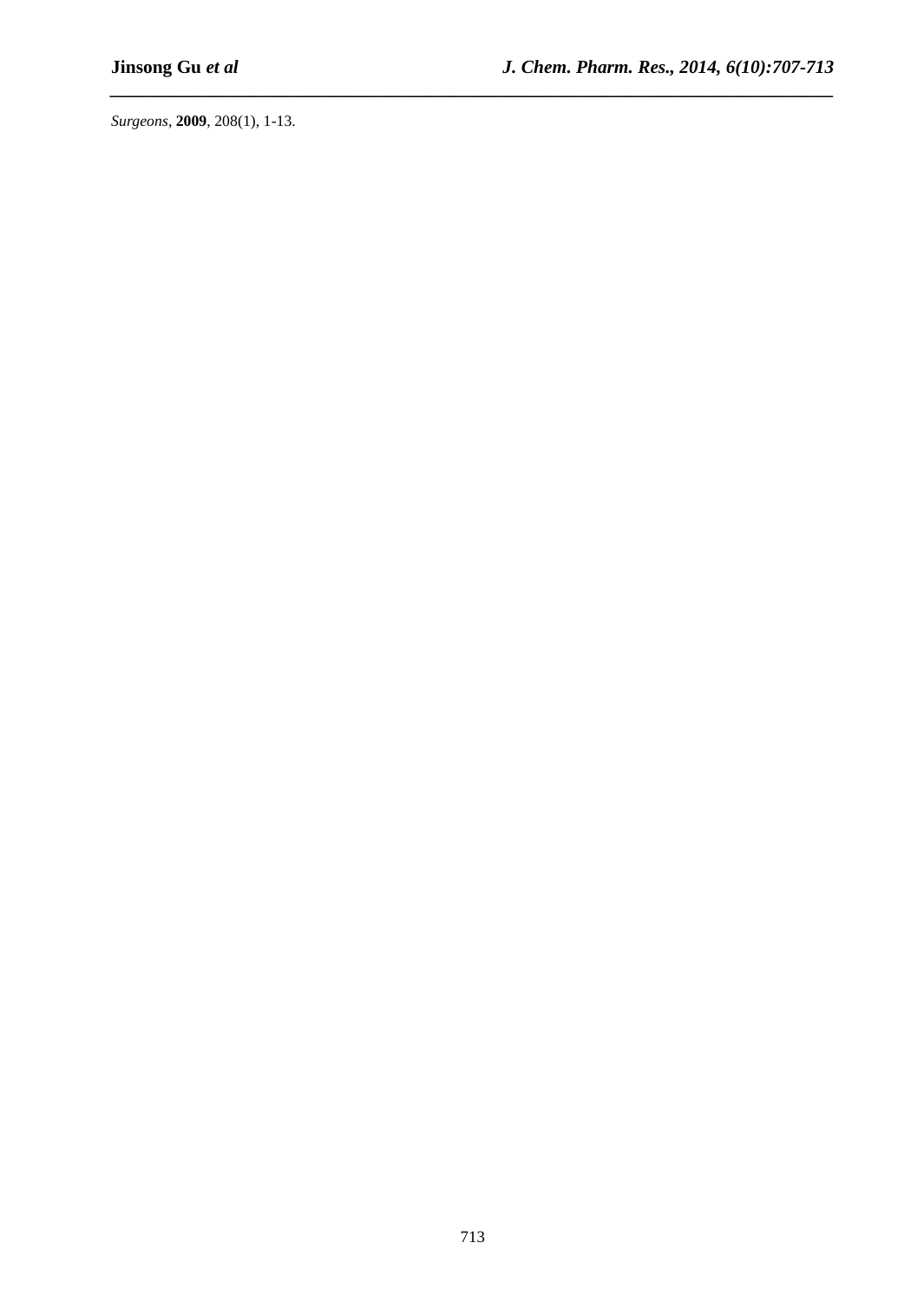*Surgeons*, **2009**, 208(1), 1-13.